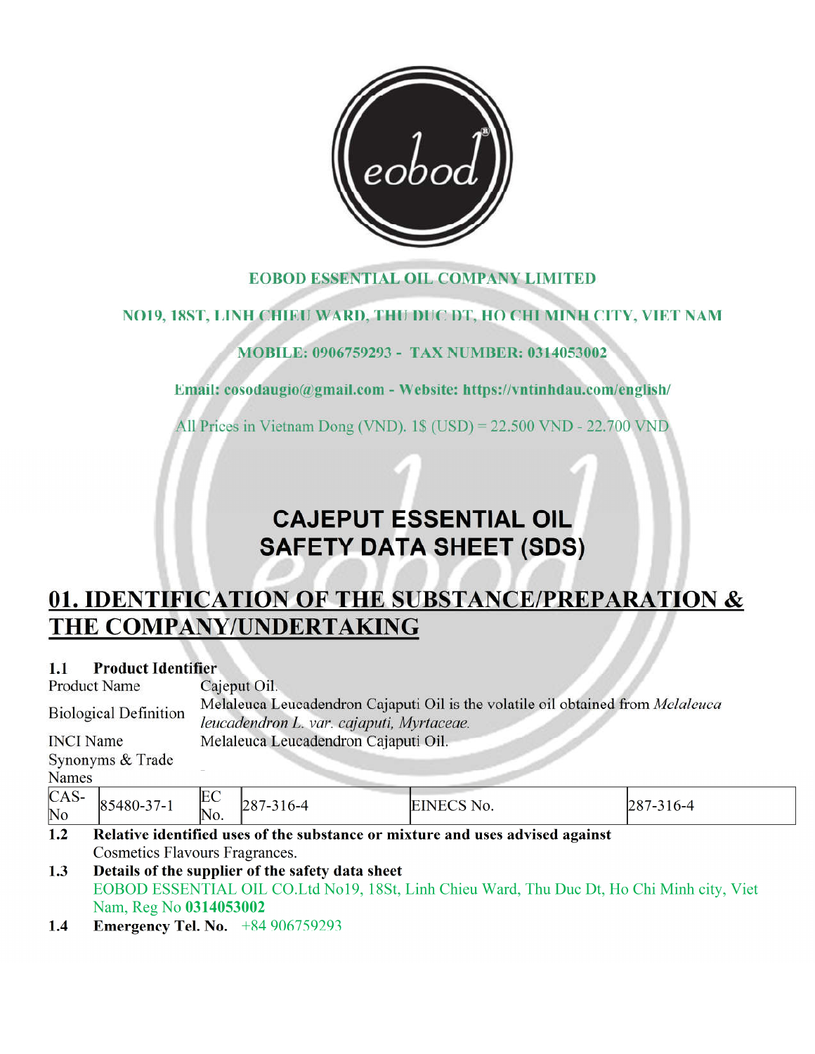**EOBOD ESSENTIAL OIL COMPANY LIMITED**

**NO19, 18ST, LINH CHIEU WARD, THU DUC DT, HO CHI MINH CITY, VIET NAM**

**MOBILE: 0906759293 - TAX NUMBER: 0314053002**

**Email: cosodaugio@gmail.com - Website: https://vntinhdau.com/english/**

All Prices in Vietnam Dong (VND). 1$ (USD) = 22.500 VND - 22.700 VND

# CAJEPUT ESSENTIAL OIL SAFETY DATA SHEET (SDS)

## 01. IDENTIFICATION OF THE SUBSTANCE/PREPARATION & THE COMPANY/UNDERTAKING

**1.1 Product Identifier**

| | |
|---|---|
| Product Name | Cajeput Oil. |
| Biological Definition | Melaleuca Leucadendron Cajaputi Oil is the volatile oil obtained from *Melaleuca leucadendron L. var. cajaputi, Myrtaceae.* |
| INCI Name | Melaleuca Leucadendron Cajaputi Oil. |
| Synonyms & Trade Names | - |

| CAS-No | 85480-37-1 | EC No. | 287-316-4 | EINECS No. | 287-316-4 |
|---|---|---|---|---|---|

**1.2 Relative identified uses of the substance or mixture and uses advised against**

Cosmetics Flavours Fragrances.

**1.3 Details of the supplier of the safety data sheet**

EOBOD ESSENTIAL OIL CO.Ltd No19, 18St, Linh Chieu Ward, Thu Duc Dt, Ho Chi Minh city, Viet Nam, Reg No **0314053002**

**1.4 Emergency Tel. No.** +84 906759293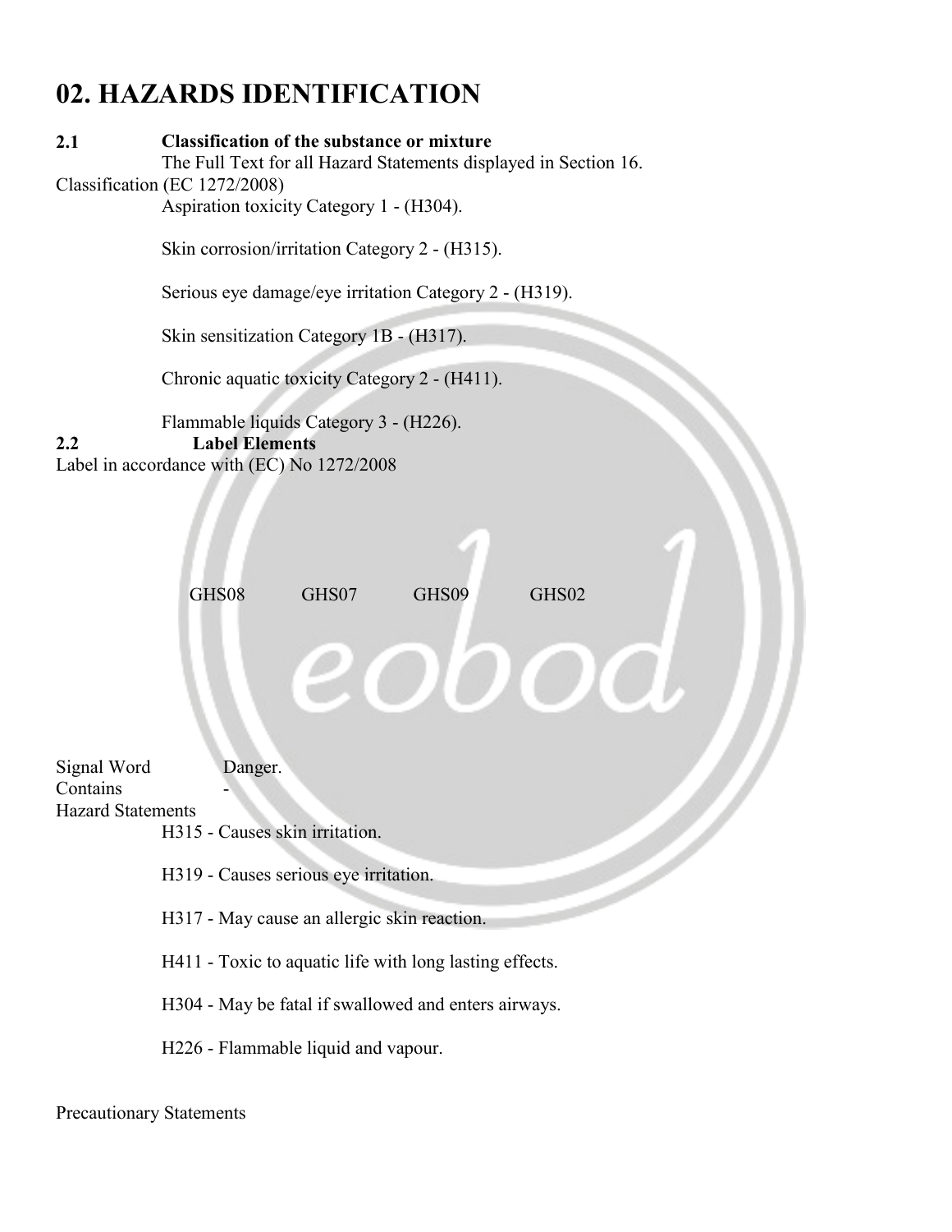# 02. HAZARDS IDENTIFICATION

**2.1 Classification of the substance or mixture**

The Full Text for all Hazard Statements displayed in Section 16.

Classification (EC 1272/2008)

Aspiration toxicity Category 1 - (H304).

Skin corrosion/irritation Category 2 - (H315).

Serious eye damage/eye irritation Category 2 - (H319).

Skin sensitization Category 1B - (H317).

Chronic aquatic toxicity Category 2 - (H411).

Flammable liquids Category 3 - (H226).

**2.2 Label Elements**

Label in accordance with (EC) No 1272/2008

GHS08 GHS07 GHS09 GHS02

Signal Word Danger.

Contains -

Hazard Statements

H315 - Causes skin irritation.

H319 - Causes serious eye irritation.

H317 - May cause an allergic skin reaction.

H411 - Toxic to aquatic life with long lasting effects.

H304 - May be fatal if swallowed and enters airways.

H226 - Flammable liquid and vapour.

Precautionary Statements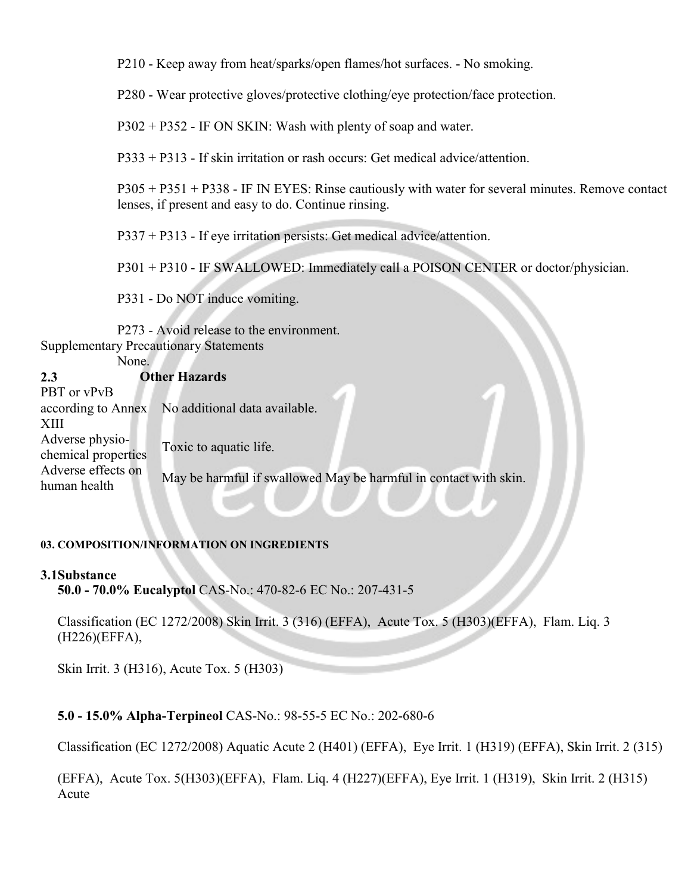P210 - Keep away from heat/sparks/open flames/hot surfaces. - No smoking.

P280 - Wear protective gloves/protective clothing/eye protection/face protection.

P302 + P352 - IF ON SKIN: Wash with plenty of soap and water.

P333 + P313 - If skin irritation or rash occurs: Get medical advice/attention.

P305 + P351 + P338 - IF IN EYES: Rinse cautiously with water for several minutes. Remove contact lenses, if present and easy to do. Continue rinsing.

P337 + P313 - If eye irritation persists: Get medical advice/attention.

P301 + P310 - IF SWALLOWED: Immediately call a POISON CENTER or doctor/physician.

P331 - Do NOT induce vomiting.

P273 - Avoid release to the environment.

Supplementary Precautionary Statements

None.

**2.3 Other Hazards**

| | |
|---|---|
| PBT or vPvB according to Annex XIII | No additional data available. |
| Adverse physio-chemical properties | Toxic to aquatic life. |
| Adverse effects on human health | May be harmful if swallowed May be harmful in contact with skin. |

**03. COMPOSITION/INFORMATION ON INGREDIENTS**

**3.1Substance**

**50.0 - 70.0% Eucalyptol** CAS-No.: 470-82-6 EC No.: 207-431-5

Classification (EC 1272/2008) Skin Irrit. 3 (316) (EFFA), Acute Tox. 5 (H303)(EFFA), Flam. Liq. 3 (H226)(EFFA),

Skin Irrit. 3 (H316), Acute Tox. 5 (H303)

**5.0 - 15.0% Alpha-Terpineol** CAS-No.: 98-55-5 EC No.: 202-680-6

Classification (EC 1272/2008) Aquatic Acute 2 (H401) (EFFA), Eye Irrit. 1 (H319) (EFFA), Skin Irrit. 2 (315)

(EFFA), Acute Tox. 5(H303)(EFFA), Flam. Liq. 4 (H227)(EFFA), Eye Irrit. 1 (H319), Skin Irrit. 2 (H315) Acute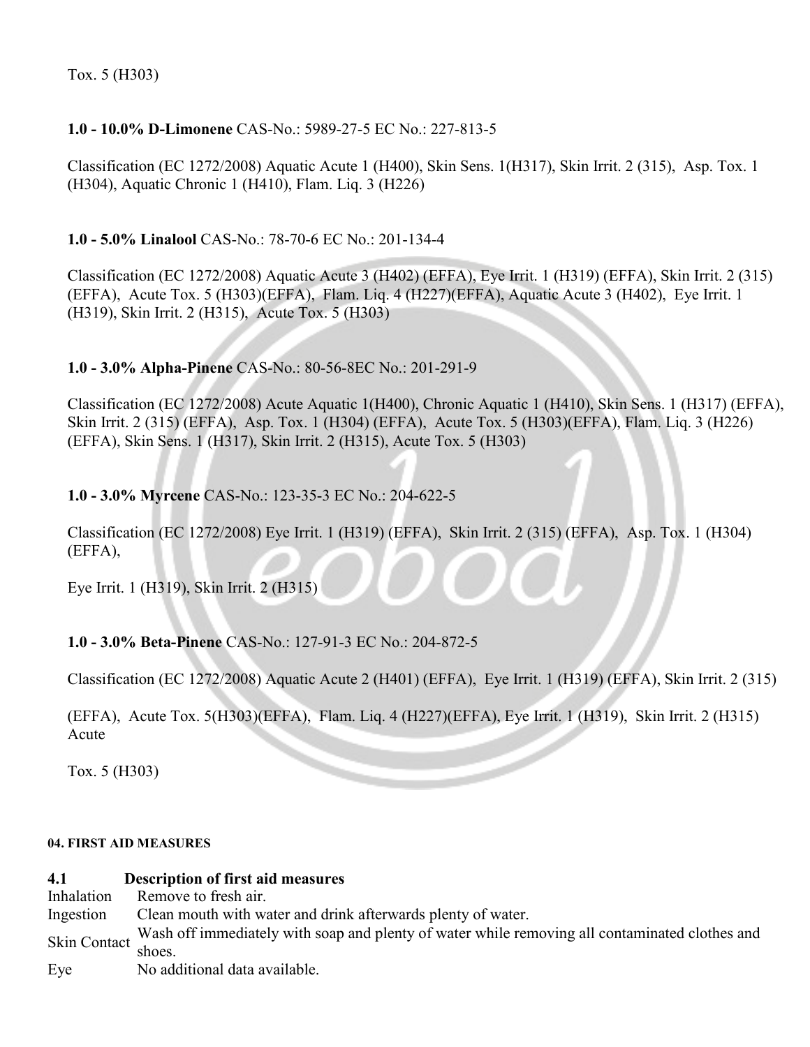Tox. 5 (H303)

**1.0 - 10.0% D-Limonene** CAS-No.: 5989-27-5 EC No.: 227-813-5

Classification (EC 1272/2008) Aquatic Acute 1 (H400), Skin Sens. 1(H317), Skin Irrit. 2 (315), Asp. Tox. 1 (H304), Aquatic Chronic 1 (H410), Flam. Liq. 3 (H226)

**1.0 - 5.0% Linalool** CAS-No.: 78-70-6 EC No.: 201-134-4

Classification (EC 1272/2008) Aquatic Acute 3 (H402) (EFFA), Eye Irrit. 1 (H319) (EFFA), Skin Irrit. 2 (315) (EFFA), Acute Tox. 5 (H303)(EFFA), Flam. Liq. 4 (H227)(EFFA), Aquatic Acute 3 (H402), Eye Irrit. 1 (H319), Skin Irrit. 2 (H315), Acute Tox. 5 (H303)

**1.0 - 3.0% Alpha-Pinene** CAS-No.: 80-56-8EC No.: 201-291-9

Classification (EC 1272/2008) Acute Aquatic 1(H400), Chronic Aquatic 1 (H410), Skin Sens. 1 (H317) (EFFA), Skin Irrit. 2 (315) (EFFA), Asp. Tox. 1 (H304) (EFFA), Acute Tox. 5 (H303)(EFFA), Flam. Liq. 3 (H226) (EFFA), Skin Sens. 1 (H317), Skin Irrit. 2 (H315), Acute Tox. 5 (H303)

**1.0 - 3.0% Myrcene** CAS-No.: 123-35-3 EC No.: 204-622-5

Classification (EC 1272/2008) Eye Irrit. 1 (H319) (EFFA), Skin Irrit. 2 (315) (EFFA), Asp. Tox. 1 (H304) (EFFA),

Eye Irrit. 1 (H319), Skin Irrit. 2 (H315)

**1.0 - 3.0% Beta-Pinene** CAS-No.: 127-91-3 EC No.: 204-872-5

Classification (EC 1272/2008) Aquatic Acute 2 (H401) (EFFA), Eye Irrit. 1 (H319) (EFFA), Skin Irrit. 2 (315)

(EFFA), Acute Tox. 5(H303)(EFFA), Flam. Liq. 4 (H227)(EFFA), Eye Irrit. 1 (H319), Skin Irrit. 2 (H315) Acute

Tox. 5 (H303)

#### 04. FIRST AID MEASURES

### 4.1 Description of first aid measures

| | |
|---|---|
| Inhalation | Remove to fresh air. |
| Ingestion | Clean mouth with water and drink afterwards plenty of water. |
| Skin Contact | Wash off immediately with soap and plenty of water while removing all contaminated clothes and shoes. |
| Eye | No additional data available. |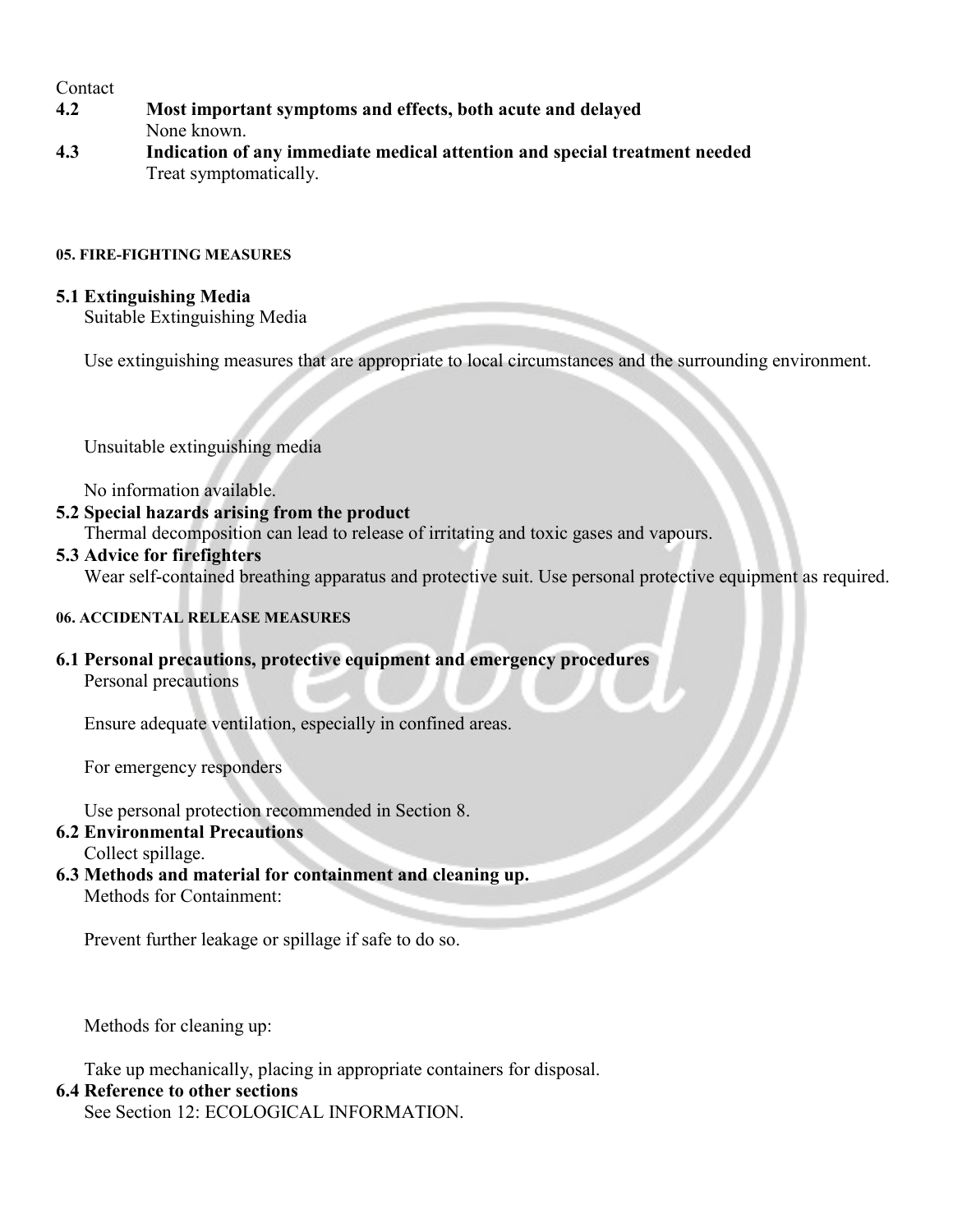Contact

**4.2 Most important symptoms and effects, both acute and delayed**

None known.

**4.3 Indication of any immediate medical attention and special treatment needed**

Treat symptomatically.

## 05. FIRE-FIGHTING MEASURES

**5.1 Extinguishing Media**

Suitable Extinguishing Media

Use extinguishing measures that are appropriate to local circumstances and the surrounding environment.

Unsuitable extinguishing media

No information available.

**5.2 Special hazards arising from the product**

Thermal decomposition can lead to release of irritating and toxic gases and vapours.

**5.3 Advice for firefighters**

Wear self-contained breathing apparatus and protective suit. Use personal protective equipment as required.

## 06. ACCIDENTAL RELEASE MEASURES

**6.1 Personal precautions, protective equipment and emergency procedures**

Personal precautions

Ensure adequate ventilation, especially in confined areas.

For emergency responders

Use personal protection recommended in Section 8.

**6.2 Environmental Precautions**

Collect spillage.

**6.3 Methods and material for containment and cleaning up.**

Methods for Containment:

Prevent further leakage or spillage if safe to do so.

Methods for cleaning up:

Take up mechanically, placing in appropriate containers for disposal.

**6.4 Reference to other sections**

See Section 12: ECOLOGICAL INFORMATION.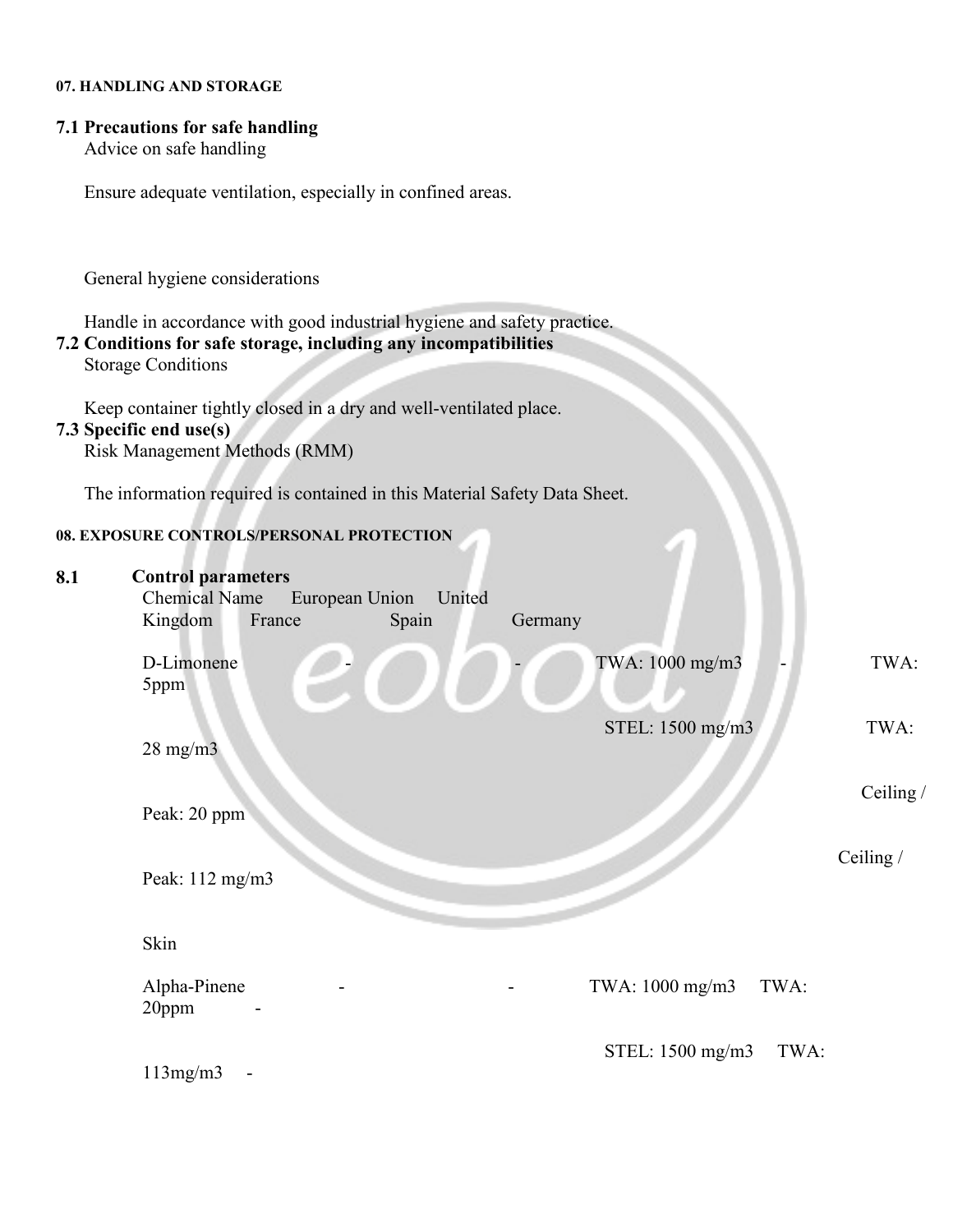#### 07. HANDLING AND STORAGE

**7.1 Precautions for safe handling**

Advice on safe handling

Ensure adequate ventilation, especially in confined areas.

General hygiene considerations

Handle in accordance with good industrial hygiene and safety practice.

**7.2 Conditions for safe storage, including any incompatibilities**

Storage Conditions

Keep container tightly closed in a dry and well-ventilated place.

**7.3 Specific end use(s)**

Risk Management Methods (RMM)

The information required is contained in this Material Safety Data Sheet.

#### 08. EXPOSURE CONTROLS/PERSONAL PROTECTION

**8.1 Control parameters**

| Chemical Name | European Union | United Kingdom | France | Spain | Germany |
|---|---|---|---|---|---|
| D-Limonene | - | - | TWA: 1000 mg/m3<br>STEL: 1500 mg/m3 | - | TWA: 5ppm<br>TWA: 28 mg/m3<br>Ceiling / Peak: 20 ppm<br>Ceiling / Peak: 112 mg/m3<br>Skin |
| Alpha-Pinene | - | - | TWA: 1000 mg/m3<br>STEL: 1500 mg/m3 | TWA: 20ppm<br>TWA: 113mg/m3 | - |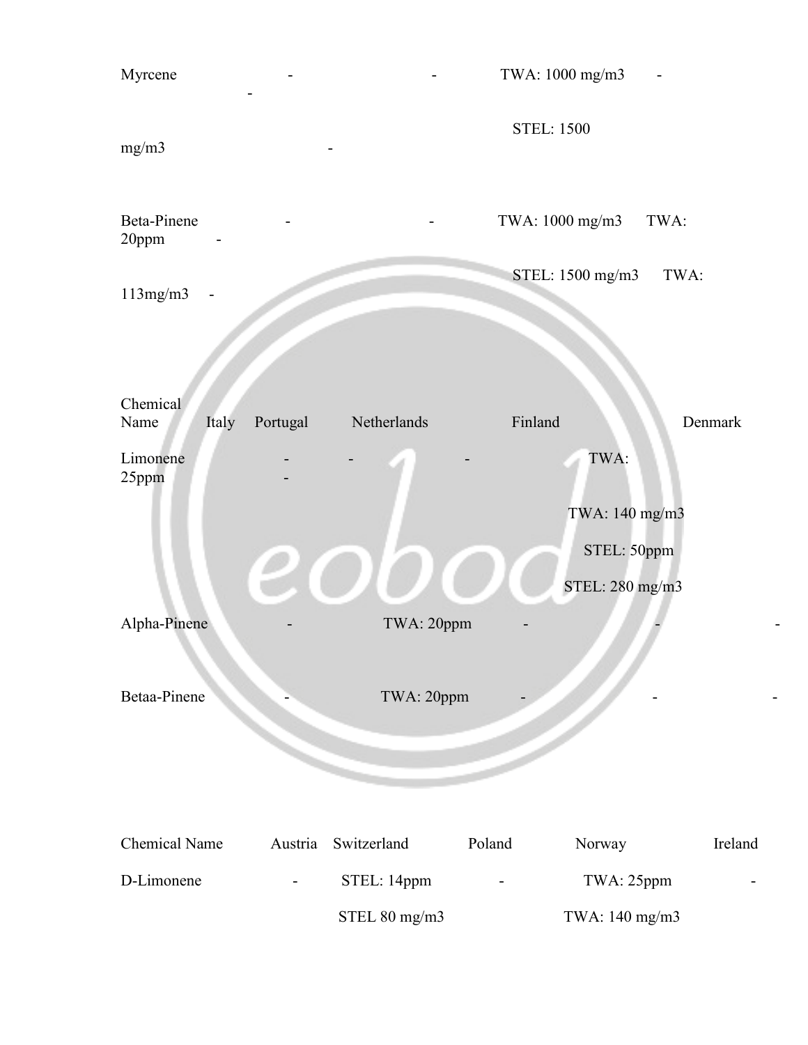| Chemical Name | | | | | |
|---|---|---|---|---|---|
| Myrcene | - | - | TWA: 1000 mg/m3<br>STEL: 1500 mg/m3 | - | - |
| Beta-Pinene | - | - | TWA: 1000 mg/m3<br>STEL: 1500 mg/m3 | TWA: 20ppm<br>TWA: 113mg/m3 | - |

| Chemical Name | Italy | Portugal | Netherlands | Finland | Denmark |
|---|---|---|---|---|---|
| Limonene | - | - | - | TWA: 25ppm<br>TWA: 140 mg/m3<br>STEL: 50ppm<br>STEL: 280 mg/m3 | - |
| Alpha-Pinene | - | TWA: 20ppm | - | - | - |
| Betaa-Pinene | - | TWA: 20ppm | - | - | - |

| Chemical Name | Austria | Switzerland | Poland | Norway | Ireland |
|---|---|---|---|---|---|
| D-Limonene | - | STEL: 14ppm<br>STEL 80 mg/m3 | - | TWA: 25ppm<br>TWA: 140 mg/m3 | - |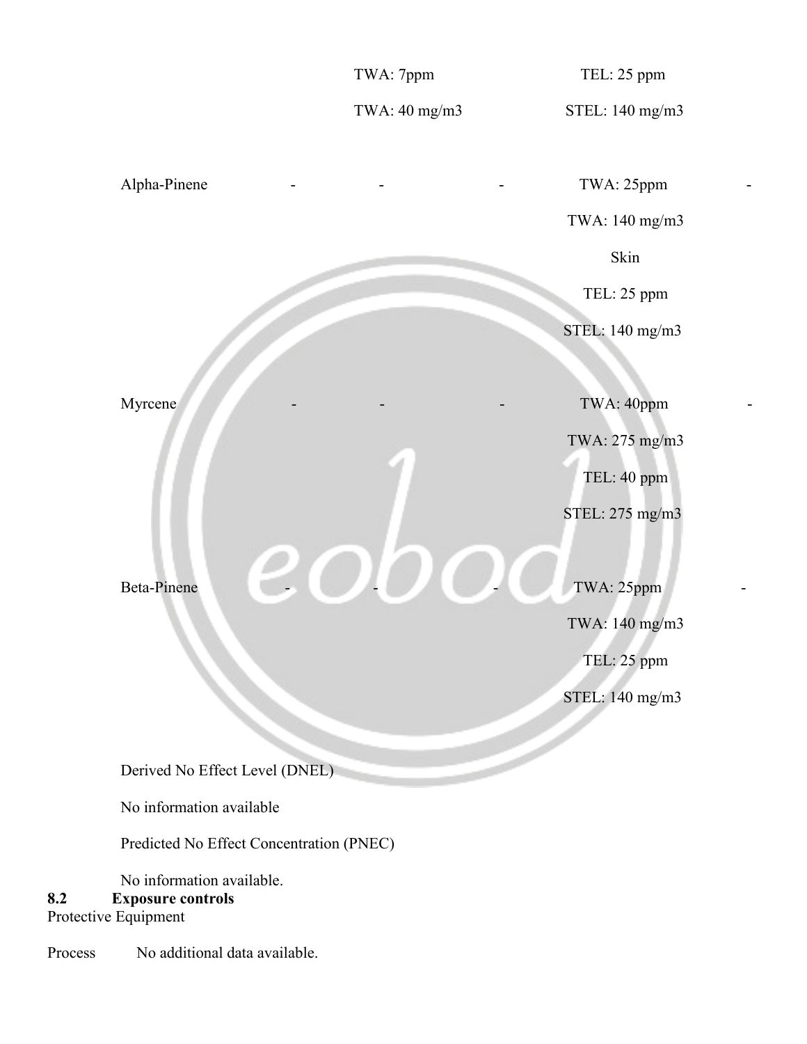| | | | | | |
|---|---|---|---|---|---|
| | | TWA: 7ppm<br>TWA: 40 mg/m3 | | TEL: 25 ppm<br>STEL: 140 mg/m3 | |
| Alpha-Pinene | - | - | - | TWA: 25ppm<br>TWA: 140 mg/m3<br>Skin<br>TEL: 25 ppm<br>STEL: 140 mg/m3 | - |
| Myrcene | - | - | - | TWA: 40ppm<br>TWA: 275 mg/m3<br>TEL: 40 ppm<br>STEL: 275 mg/m3 | - |
| Beta-Pinene | - | - | - | TWA: 25ppm<br>TWA: 140 mg/m3<br>TEL: 25 ppm<br>STEL: 140 mg/m3 | - |

Derived No Effect Level (DNEL)

No information available

Predicted No Effect Concentration (PNEC)

No information available.

## 8.2 Exposure controls

Protective Equipment

Process No additional data available.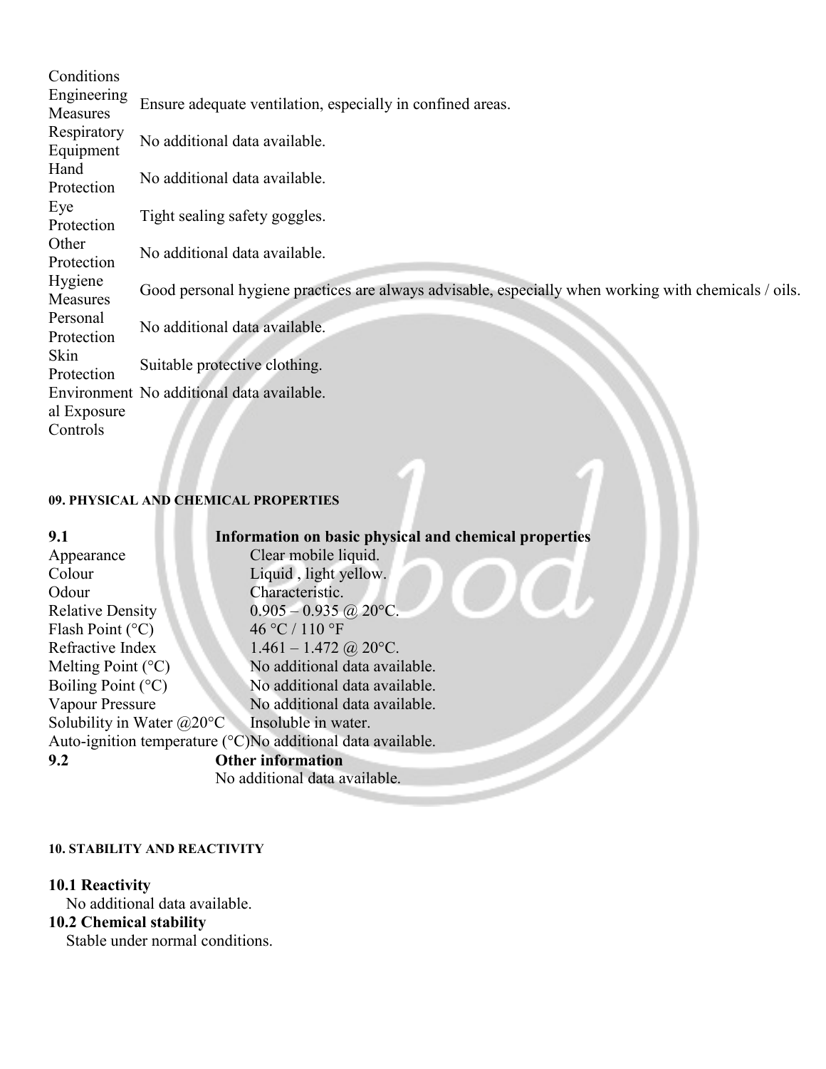| Conditions | |
|---|---|
| Engineering Measures | Ensure adequate ventilation, especially in confined areas. |
| Respiratory Equipment | No additional data available. |
| Hand Protection | No additional data available. |
| Eye Protection | Tight sealing safety goggles. |
| Other Protection | No additional data available. |
| Hygiene Measures | Good personal hygiene practices are always advisable, especially when working with chemicals / oils. |
| Personal Protection | No additional data available. |
| Skin Protection | Suitable protective clothing. |
| Environmental Exposure Controls | No additional data available. |

#### 09. PHYSICAL AND CHEMICAL PROPERTIES

| 9.1 | Information on basic physical and chemical properties |
|---|---|
| Appearance | Clear mobile liquid. |
| Colour | Liquid , light yellow. |
| Odour | Characteristic. |
| Relative Density | 0.905 – 0.935 @ 20°C. |
| Flash Point (°C) | 46 °C / 110 °F |
| Refractive Index | 1.461 – 1.472 @ 20°C. |
| Melting Point (°C) | No additional data available. |
| Boiling Point (°C) | No additional data available. |
| Vapour Pressure | No additional data available. |
| Solubility in Water @20°C | Insoluble in water. |
| Auto-ignition temperature (°C) | No additional data available. |
| **9.2** | **Other information** |
| | No additional data available. |

#### 10. STABILITY AND REACTIVITY

**10.1 Reactivity**

No additional data available.

**10.2 Chemical stability**

Stable under normal conditions.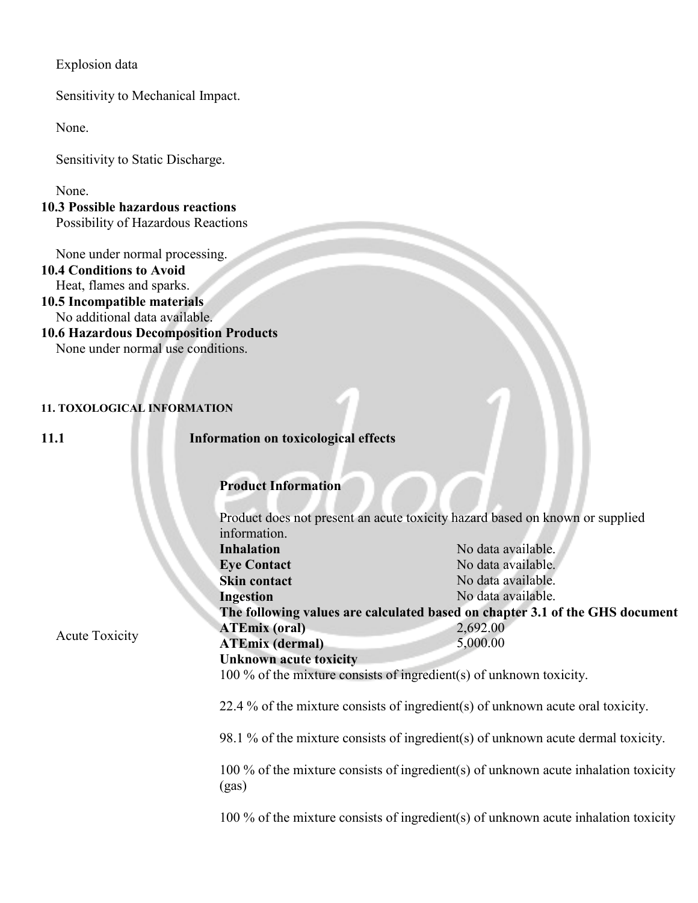Explosion data

Sensitivity to Mechanical Impact.

None.

Sensitivity to Static Discharge.

None.

**10.3 Possible hazardous reactions**

Possibility of Hazardous Reactions

None under normal processing.

**10.4 Conditions to Avoid**

Heat, flames and sparks.

**10.5 Incompatible materials**

No additional data available.

**10.6 Hazardous Decomposition Products**

None under normal use conditions.

**11. TOXOLOGICAL INFORMATION**

**11.1 Information on toxicological effects**

Acute Toxicity

**Product Information**

Product does not present an acute toxicity hazard based on known or supplied information.

| | |
|---|---|
| **Inhalation** | No data available. |
| **Eye Contact** | No data available. |
| **Skin contact** | No data available. |
| **Ingestion** | No data available. |

**The following values are calculated based on chapter 3.1 of the GHS document**

| | |
|---|---|
| **ATEmix (oral)** | 2,692.00 |
| **ATEmix (dermal)** | 5,000.00 |

**Unknown acute toxicity**

100 % of the mixture consists of ingredient(s) of unknown toxicity.

22.4 % of the mixture consists of ingredient(s) of unknown acute oral toxicity.

98.1 % of the mixture consists of ingredient(s) of unknown acute dermal toxicity.

100 % of the mixture consists of ingredient(s) of unknown acute inhalation toxicity (gas)

100 % of the mixture consists of ingredient(s) of unknown acute inhalation toxicity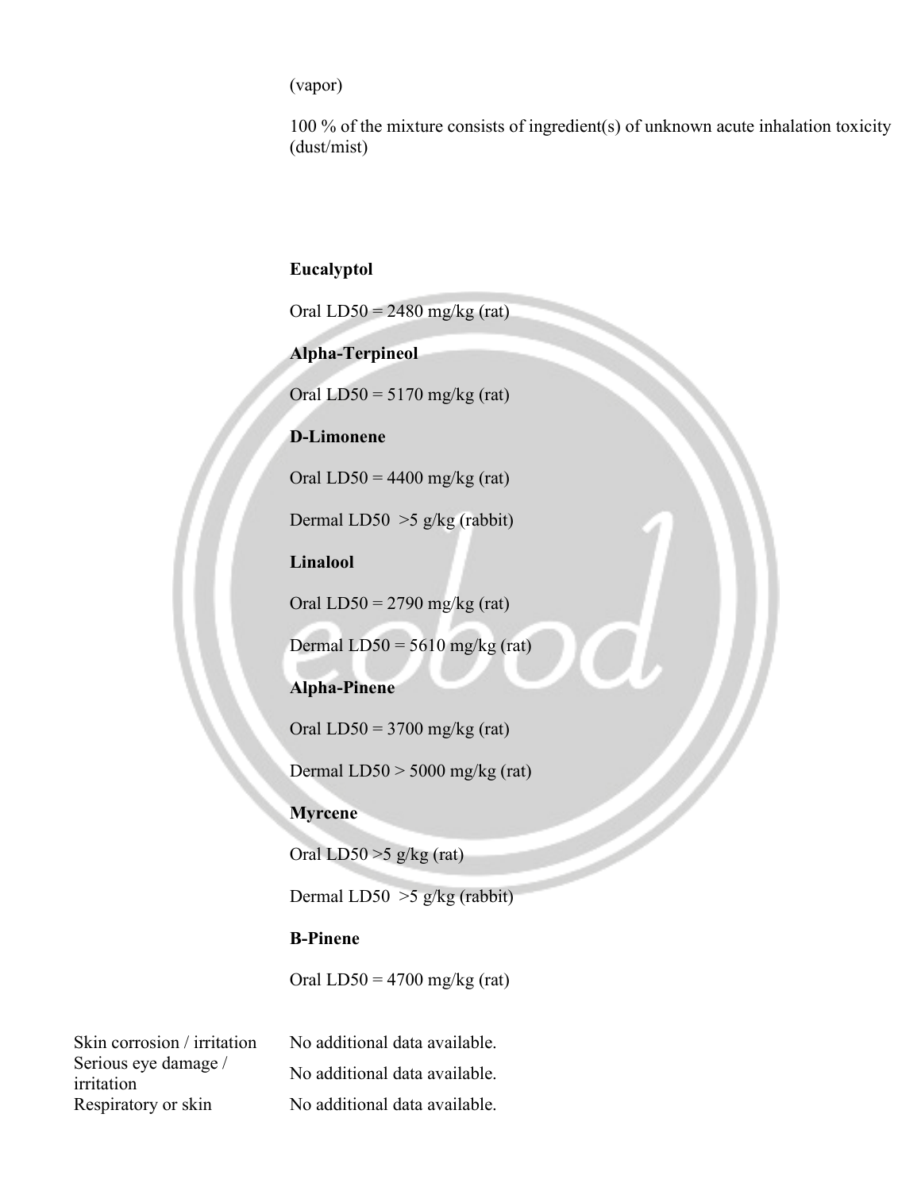(vapor)

100 % of the mixture consists of ingredient(s) of unknown acute inhalation toxicity (dust/mist)

**Eucalyptol**

Oral LD50 = 2480 mg/kg (rat)

**Alpha-Terpineol**

Oral LD50 = 5170 mg/kg (rat)

**D-Limonene**

Oral LD50 = 4400 mg/kg (rat)

Dermal LD50 >5 g/kg (rabbit)

**Linalool**

Oral LD50 = 2790 mg/kg (rat)

Dermal LD50 = 5610 mg/kg (rat)

**Alpha-Pinene**

Oral LD50 = 3700 mg/kg (rat)

Dermal LD50 > 5000 mg/kg (rat)

**Myrcene**

Oral LD50 >5 g/kg (rat)

Dermal LD50 >5 g/kg (rabbit)

**B-Pinene**

Oral LD50 = 4700 mg/kg (rat)

| | |
|---|---|
| Skin corrosion / irritation | No additional data available. |
| Serious eye damage / irritation | No additional data available. |
| Respiratory or skin | No additional data available. |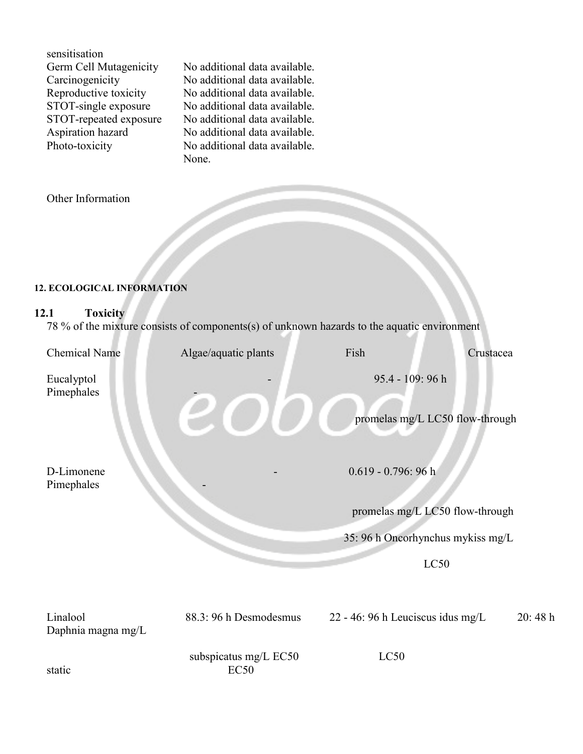| | |
|---|---|
| sensitisation | |
| Germ Cell Mutagenicity | No additional data available. |
| Carcinogenicity | No additional data available. |
| Reproductive toxicity | No additional data available. |
| STOT-single exposure | No additional data available. |
| STOT-repeated exposure | No additional data available. |
| Aspiration hazard | No additional data available. |
| Photo-toxicity | No additional data available. |
| | None. |

Other Information

## 12. ECOLOGICAL INFORMATION

### 12.1 Toxicity

78 % of the mixture consists of components(s) of unknown hazards to the aquatic environment

| Chemical Name | Algae/aquatic plants | Fish | Crustacea |
|---|---|---|---|
| Eucalyptol | - | 95.4 - 109: 96 h Pimephales promelas mg/L LC50 flow-through | - |
| D-Limonene | - | 0.619 - 0.796: 96 h Pimephales promelas mg/L LC50 flow-through<br>35: 96 h Oncorhynchus mykiss mg/L LC50 | - |
| Linalool | 88.3: 96 h Desmodesmus subspicatus mg/L EC50 | 22 - 46: 96 h Leuciscus idus mg/L LC50 | 20: 48 h Daphnia magna mg/L EC50 static |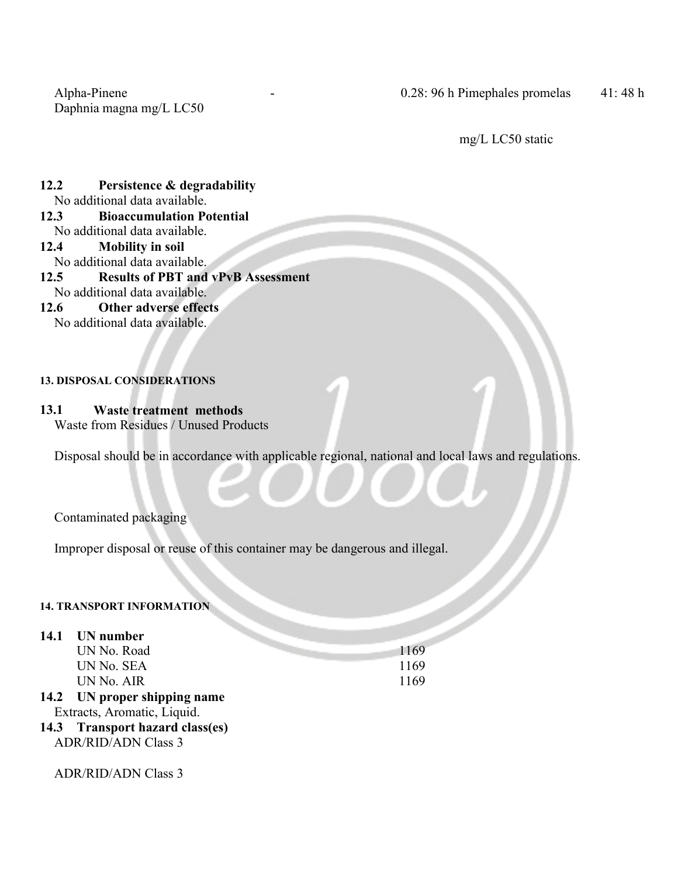| Alpha-Pinene | - | 0.28: 96 h Pimephales promelas mg/L LC50 static | 41: 48 h Daphnia magna mg/L LC50 |
|---|---|---|---|

**12.2 Persistence & degradability**

No additional data available.

**12.3 Bioaccumulation Potential**

No additional data available.

**12.4 Mobility in soil**

No additional data available.

**12.5 Results of PBT and vPvB Assessment**

No additional data available.

**12.6 Other adverse effects**

No additional data available.

## 13. DISPOSAL CONSIDERATIONS

**13.1 Waste treatment methods**

Waste from Residues / Unused Products

Disposal should be in accordance with applicable regional, national and local laws and regulations.

Contaminated packaging

Improper disposal or reuse of this container may be dangerous and illegal.

## 14. TRANSPORT INFORMATION

**14.1 UN number**

| | |
|---|---|
| UN No. Road | 1169 |
| UN No. SEA | 1169 |
| UN No. AIR | 1169 |

**14.2 UN proper shipping name**

Extracts, Aromatic, Liquid.

**14.3 Transport hazard class(es)**

ADR/RID/ADN Class 3

ADR/RID/ADN Class 3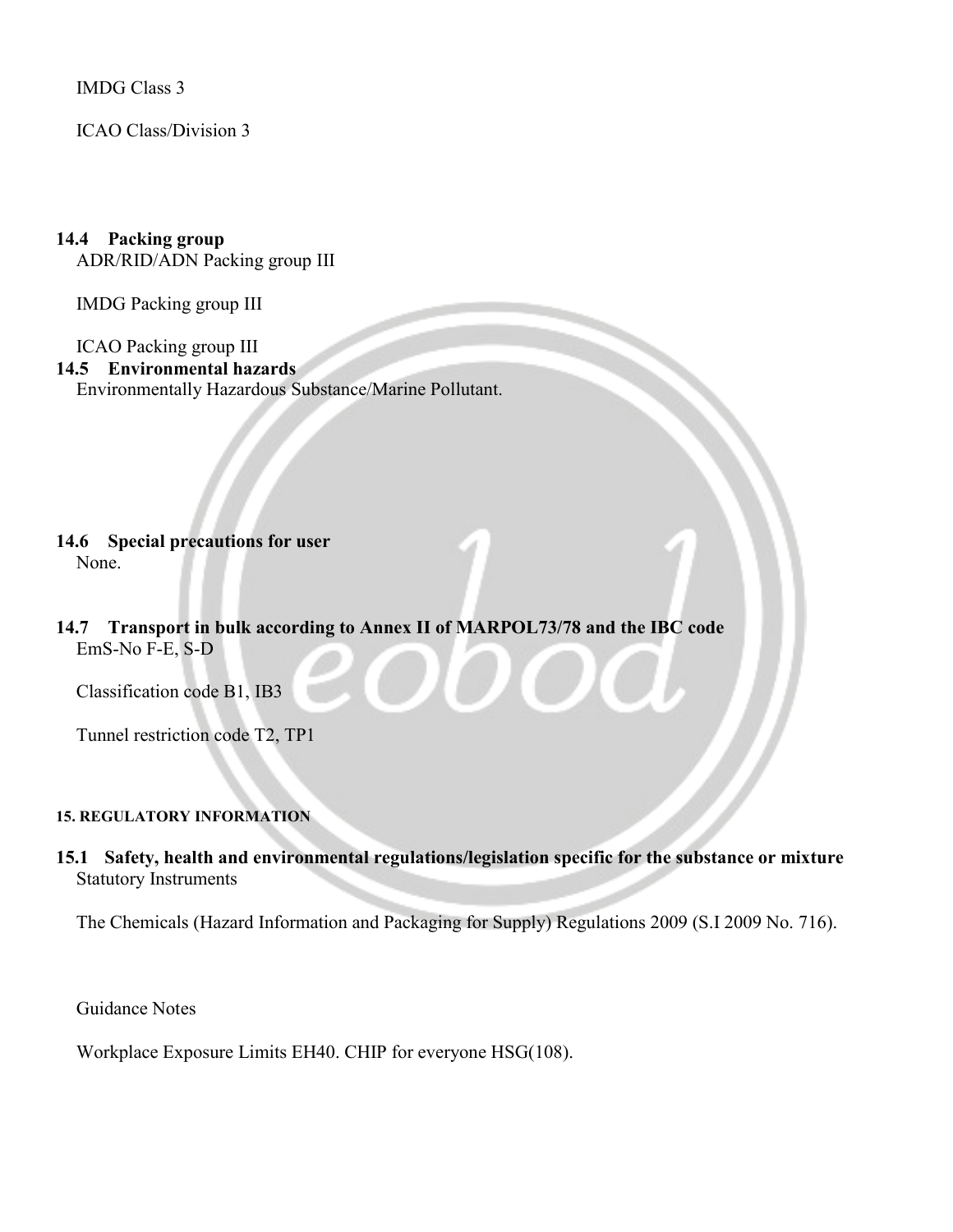IMDG Class 3

ICAO Class/Division 3

**14.4 Packing group**

ADR/RID/ADN Packing group III

IMDG Packing group III

ICAO Packing group III

**14.5 Environmental hazards**

Environmentally Hazardous Substance/Marine Pollutant.

**14.6 Special precautions for user**

None.

**14.7 Transport in bulk according to Annex II of MARPOL73/78 and the IBC code**

EmS-No F-E, S-D

Classification code B1, IB3

Tunnel restriction code T2, TP1

## 15. REGULATORY INFORMATION

**15.1 Safety, health and environmental regulations/legislation specific for the substance or mixture**

Statutory Instruments

The Chemicals (Hazard Information and Packaging for Supply) Regulations 2009 (S.I 2009 No. 716).

Guidance Notes

Workplace Exposure Limits EH40. CHIP for everyone HSG(108).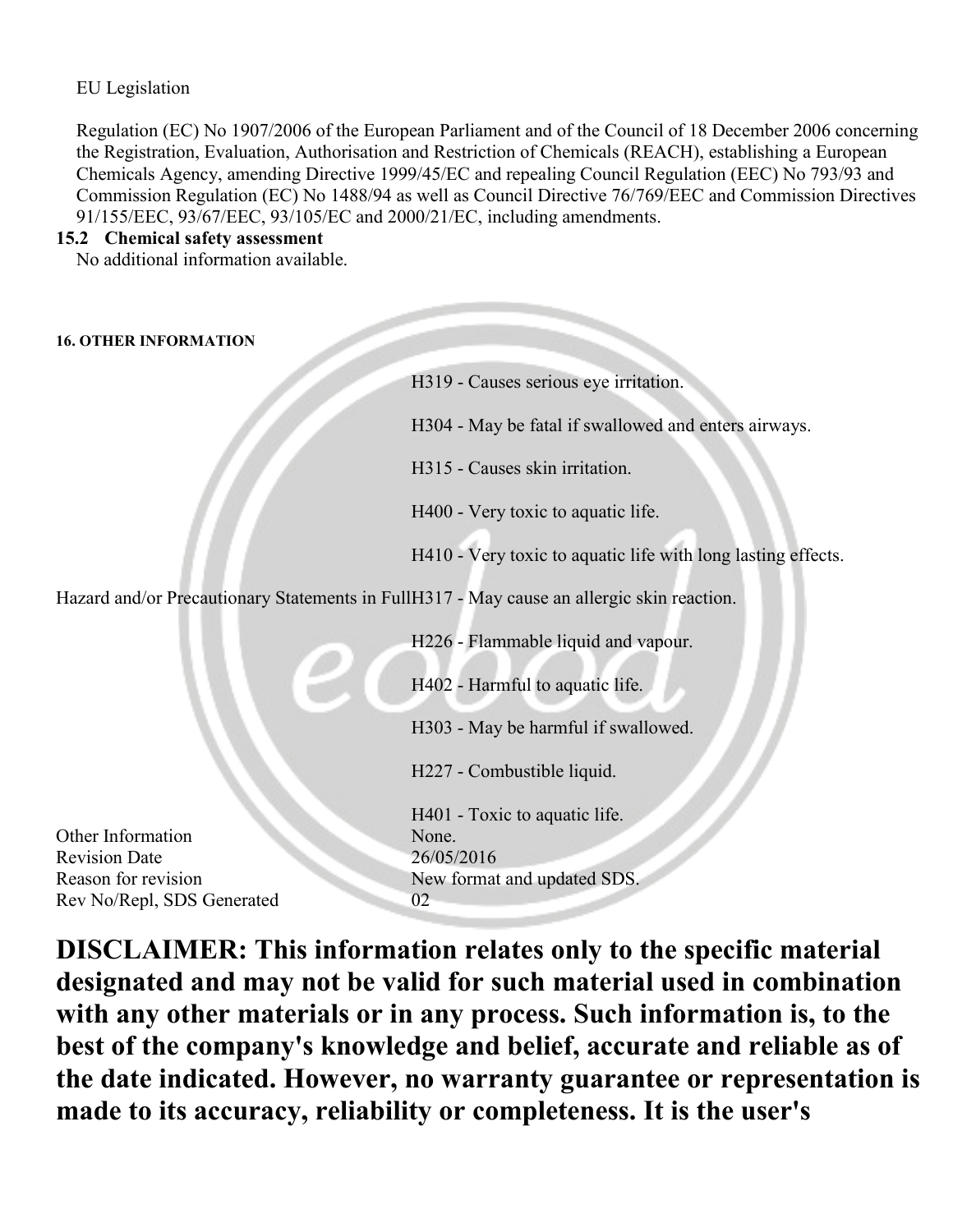EU Legislation

Regulation (EC) No 1907/2006 of the European Parliament and of the Council of 18 December 2006 concerning the Registration, Evaluation, Authorisation and Restriction of Chemicals (REACH), establishing a European Chemicals Agency, amending Directive 1999/45/EC and repealing Council Regulation (EEC) No 793/93 and Commission Regulation (EC) No 1488/94 as well as Council Directive 76/769/EEC and Commission Directives 91/155/EEC, 93/67/EEC, 93/105/EC and 2000/21/EC, including amendments.

**15.2 Chemical safety assessment**

No additional information available.

**16. OTHER INFORMATION**

| | |
|---|---|
| Hazard and/or Precautionary Statements in Full | H319 - Causes serious eye irritation.<br>H304 - May be fatal if swallowed and enters airways.<br>H315 - Causes skin irritation.<br>H400 - Very toxic to aquatic life.<br>H410 - Very toxic to aquatic life with long lasting effects.<br>H317 - May cause an allergic skin reaction.<br>H226 - Flammable liquid and vapour.<br>H402 - Harmful to aquatic life.<br>H303 - May be harmful if swallowed.<br>H227 - Combustible liquid.<br>H401 - Toxic to aquatic life. |
| Other Information | None. |
| Revision Date | 26/05/2016 |
| Reason for revision | New format and updated SDS. |
| Rev No/Repl, SDS Generated | 02 |

**DISCLAIMER: This information relates only to the specific material designated and may not be valid for such material used in combination with any other materials or in any process. Such information is, to the best of the company's knowledge and belief, accurate and reliable as of the date indicated. However, no warranty guarantee or representation is made to its accuracy, reliability or completeness. It is the user's**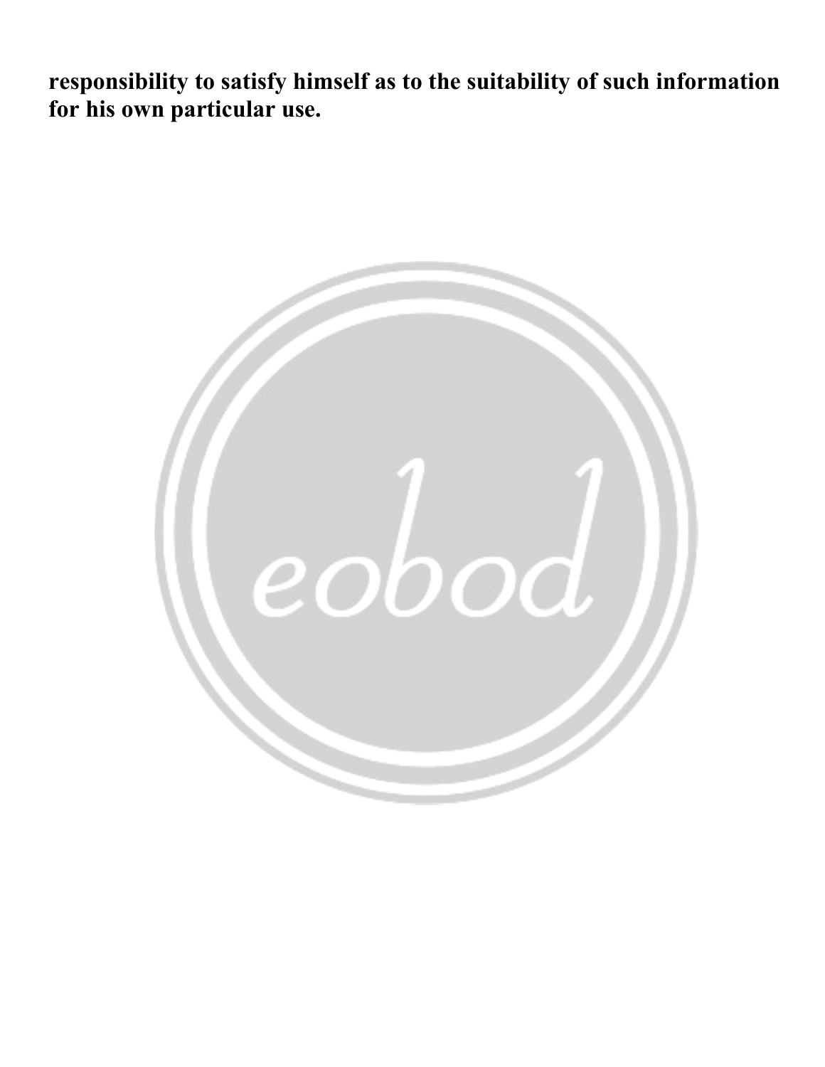**responsibility to satisfy himself as to the suitability of such information for his own particular use.**